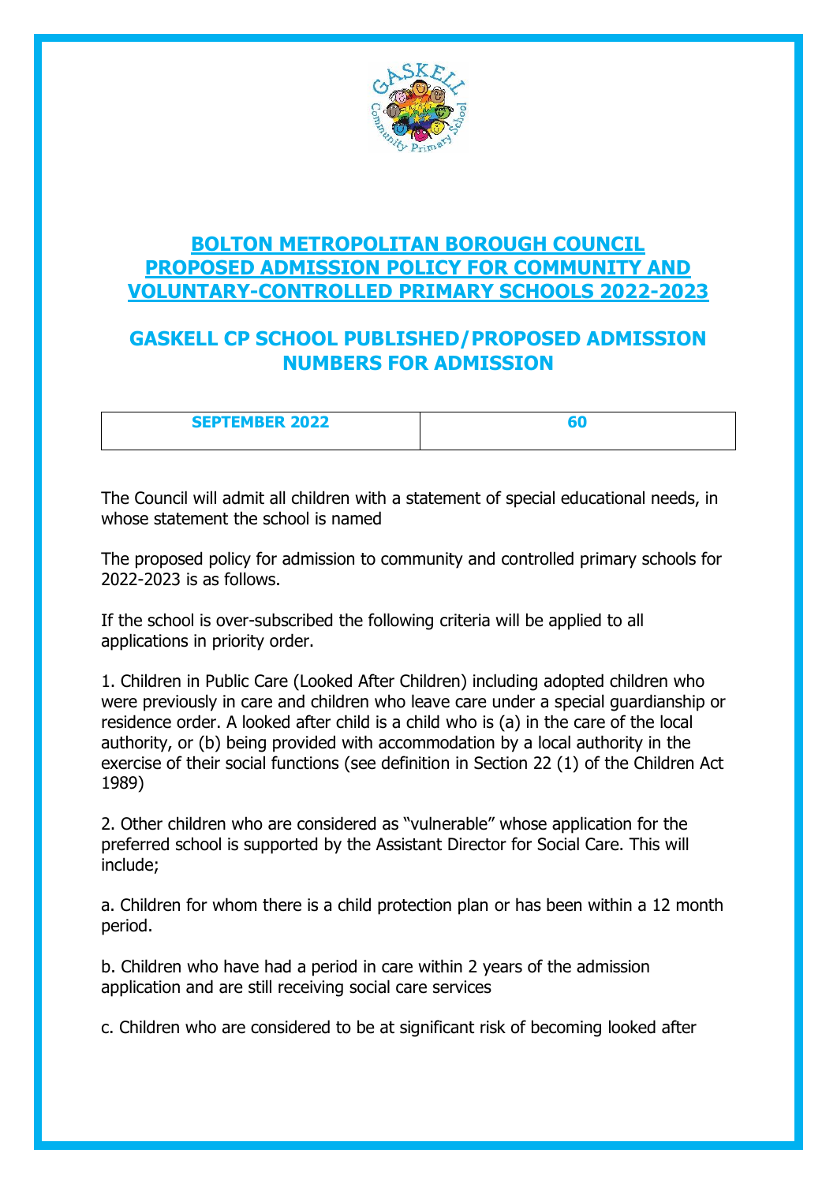# BOLTON METROPOLITAN BOROUGH COUNCIL PROPOSED ADMISSION POLICY FOR COMMUNITY AND VOLUNTARY-CONTROLLED PRIMARY SCHOOLS 2022-2023

## GASKELL CP SCHOOL PUBLISHED/PROPOSED ADMISSION NUMBERS FOR ADMISSION

| SEPTEMBER 2022 | 60 |
| --- | --- |

The Council will admit all children with a statement of special educational needs, in whose statement the school is named

The proposed policy for admission to community and controlled primary schools for 2022-2023 is as follows.

If the school is over-subscribed the following criteria will be applied to all applications in priority order.

1. Children in Public Care (Looked After Children) including adopted children who were previously in care and children who leave care under a special guardianship or residence order. A looked after child is a child who is (a) in the care of the local authority, or (b) being provided with accommodation by a local authority in the exercise of their social functions (see definition in Section 22 (1) of the Children Act 1989)

2. Other children who are considered as "vulnerable" whose application for the preferred school is supported by the Assistant Director for Social Care. This will include;

a. Children for whom there is a child protection plan or has been within a 12 month period.

b. Children who have had a period in care within 2 years of the admission application and are still receiving social care services

c. Children who are considered to be at significant risk of becoming looked after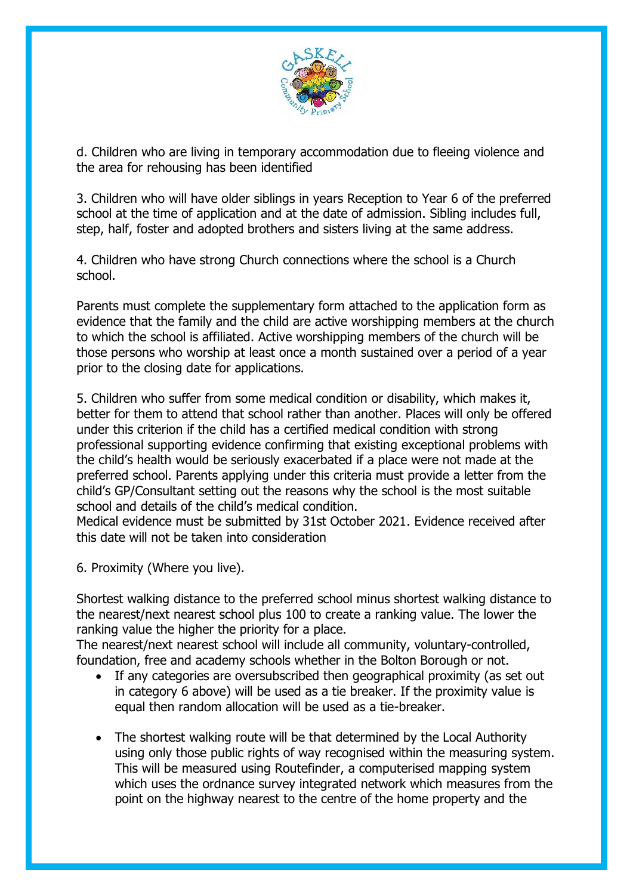d. Children who are living in temporary accommodation due to fleeing violence and the area for rehousing has been identified

3. Children who will have older siblings in years Reception to Year 6 of the preferred school at the time of application and at the date of admission. Sibling includes full, step, half, foster and adopted brothers and sisters living at the same address.

4. Children who have strong Church connections where the school is a Church school.

Parents must complete the supplementary form attached to the application form as evidence that the family and the child are active worshipping members at the church to which the school is affiliated. Active worshipping members of the church will be those persons who worship at least once a month sustained over a period of a year prior to the closing date for applications.

5. Children who suffer from some medical condition or disability, which makes it, better for them to attend that school rather than another. Places will only be offered under this criterion if the child has a certified medical condition with strong professional supporting evidence confirming that existing exceptional problems with the child's health would be seriously exacerbated if a place were not made at the preferred school. Parents applying under this criteria must provide a letter from the child's GP/Consultant setting out the reasons why the school is the most suitable school and details of the child's medical condition.
Medical evidence must be submitted by 31st October 2021. Evidence received after this date will not be taken into consideration

6. Proximity (Where you live).

Shortest walking distance to the preferred school minus shortest walking distance to the nearest/next nearest school plus 100 to create a ranking value. The lower the ranking value the higher the priority for a place.
The nearest/next nearest school will include all community, voluntary-controlled, foundation, free and academy schools whether in the Bolton Borough or not.

- If any categories are oversubscribed then geographical proximity (as set out in category 6 above) will be used as a tie breaker. If the proximity value is equal then random allocation will be used as a tie-breaker.
- The shortest walking route will be that determined by the Local Authority using only those public rights of way recognised within the measuring system. This will be measured using Routefinder, a computerised mapping system which uses the ordnance survey integrated network which measures from the point on the highway nearest to the centre of the home property and the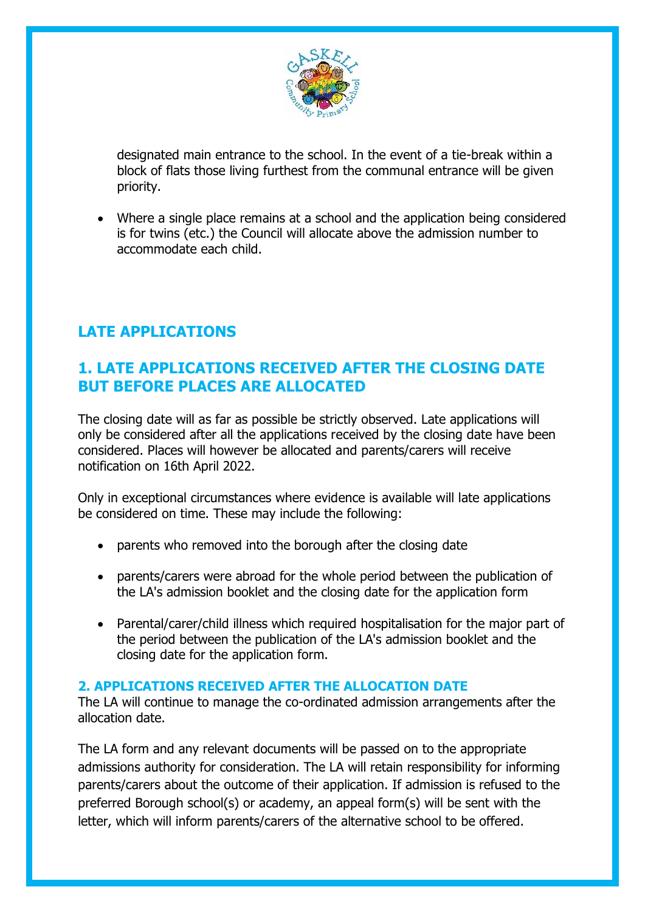designated main entrance to the school. In the event of a tie-break within a block of flats those living furthest from the communal entrance will be given priority.

- Where a single place remains at a school and the application being considered is for twins (etc.) the Council will allocate above the admission number to accommodate each child.

## LATE APPLICATIONS

## 1. LATE APPLICATIONS RECEIVED AFTER THE CLOSING DATE BUT BEFORE PLACES ARE ALLOCATED

The closing date will as far as possible be strictly observed. Late applications will only be considered after all the applications received by the closing date have been considered. Places will however be allocated and parents/carers will receive notification on 16th April 2022.

Only in exceptional circumstances where evidence is available will late applications be considered on time. These may include the following:

- parents who removed into the borough after the closing date
- parents/carers were abroad for the whole period between the publication of the LA's admission booklet and the closing date for the application form
- Parental/carer/child illness which required hospitalisation for the major part of the period between the publication of the LA's admission booklet and the closing date for the application form.

### 2. APPLICATIONS RECEIVED AFTER THE ALLOCATION DATE

The LA will continue to manage the co-ordinated admission arrangements after the allocation date.

The LA form and any relevant documents will be passed on to the appropriate admissions authority for consideration. The LA will retain responsibility for informing parents/carers about the outcome of their application. If admission is refused to the preferred Borough school(s) or academy, an appeal form(s) will be sent with the letter, which will inform parents/carers of the alternative school to be offered.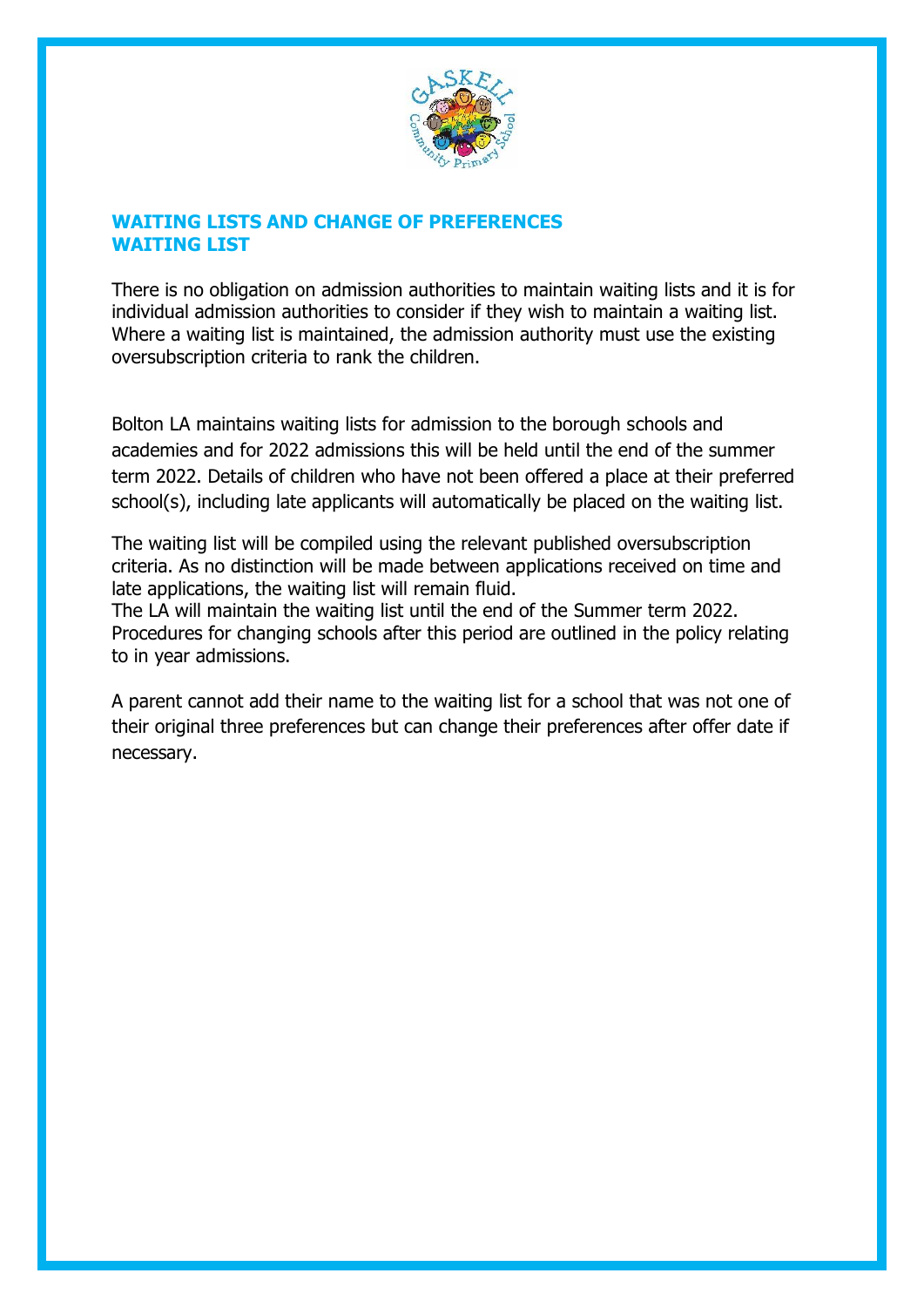## WAITING LISTS AND CHANGE OF PREFERENCES
## WAITING LIST

There is no obligation on admission authorities to maintain waiting lists and it is for individual admission authorities to consider if they wish to maintain a waiting list. Where a waiting list is maintained, the admission authority must use the existing oversubscription criteria to rank the children.

Bolton LA maintains waiting lists for admission to the borough schools and academies and for 2022 admissions this will be held until the end of the summer term 2022. Details of children who have not been offered a place at their preferred school(s), including late applicants will automatically be placed on the waiting list.

The waiting list will be compiled using the relevant published oversubscription criteria. As no distinction will be made between applications received on time and late applications, the waiting list will remain fluid.
The LA will maintain the waiting list until the end of the Summer term 2022. Procedures for changing schools after this period are outlined in the policy relating to in year admissions.

A parent cannot add their name to the waiting list for a school that was not one of their original three preferences but can change their preferences after offer date if necessary.